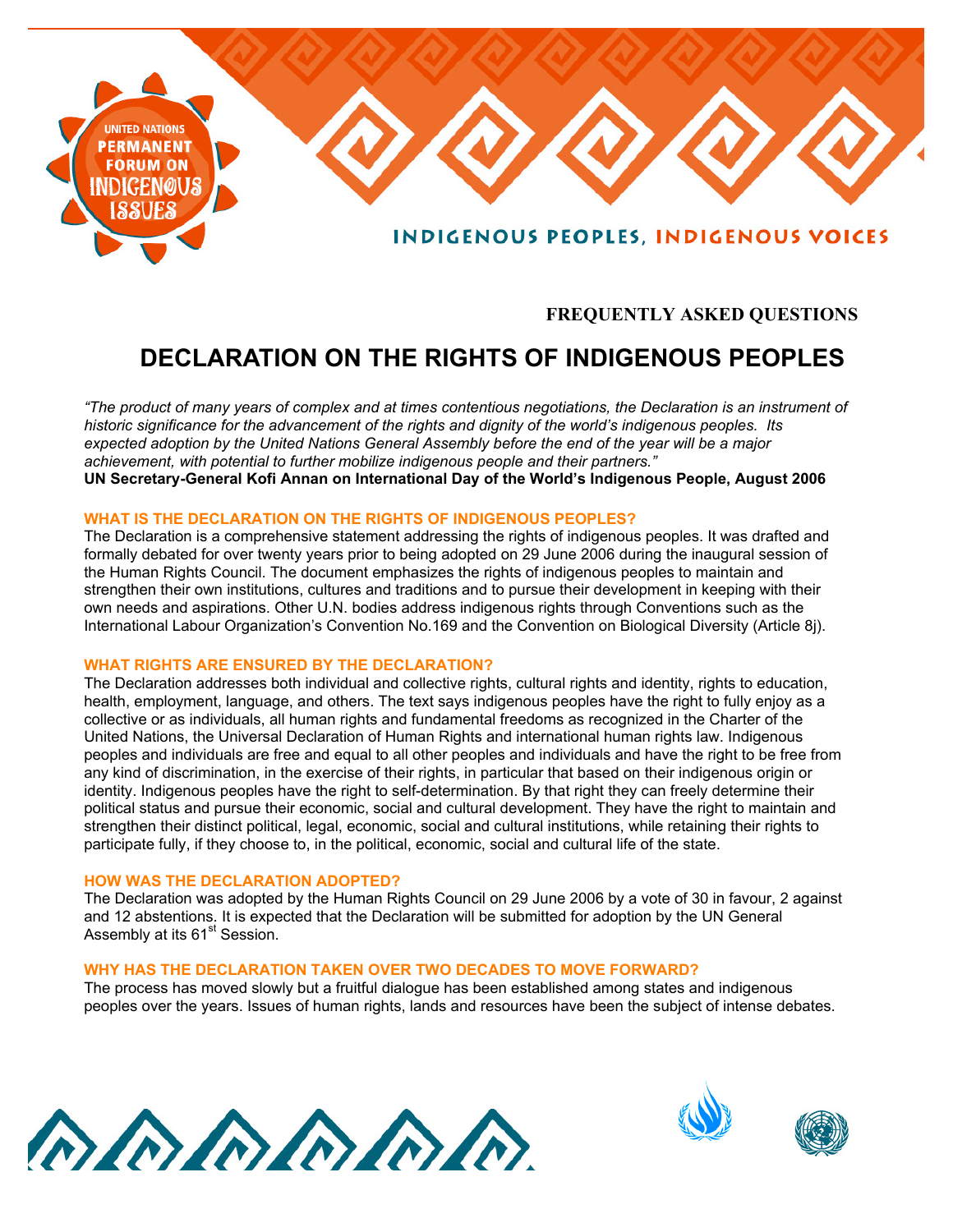UNITED NATIONS PERMANENT FORUM ON INDIGENOUS ISSUES

INDIGENOUS PEOPLES, INDIGENOUS VOICES

**FREQUENTLY ASKED QUESTIONS**

# DECLARATION ON THE RIGHTS OF INDIGENOUS PEOPLES

*"The product of many years of complex and at times contentious negotiations, the Declaration is an instrument of historic significance for the advancement of the rights and dignity of the world's indigenous peoples. Its expected adoption by the United Nations General Assembly before the end of the year will be a major achievement, with potential to further mobilize indigenous people and their partners."*
**UN Secretary-General Kofi Annan on International Day of the World's Indigenous People, August 2006**

## WHAT IS THE DECLARATION ON THE RIGHTS OF INDIGENOUS PEOPLES?

The Declaration is a comprehensive statement addressing the rights of indigenous peoples. It was drafted and formally debated for over twenty years prior to being adopted on 29 June 2006 during the inaugural session of the Human Rights Council. The document emphasizes the rights of indigenous peoples to maintain and strengthen their own institutions, cultures and traditions and to pursue their development in keeping with their own needs and aspirations. Other U.N. bodies address indigenous rights through Conventions such as the International Labour Organization's Convention No.169 and the Convention on Biological Diversity (Article 8j).

## WHAT RIGHTS ARE ENSURED BY THE DECLARATION?

The Declaration addresses both individual and collective rights, cultural rights and identity, rights to education, health, employment, language, and others. The text says indigenous peoples have the right to fully enjoy as a collective or as individuals, all human rights and fundamental freedoms as recognized in the Charter of the United Nations, the Universal Declaration of Human Rights and international human rights law. Indigenous peoples and individuals are free and equal to all other peoples and individuals and have the right to be free from any kind of discrimination, in the exercise of their rights, in particular that based on their indigenous origin or identity. Indigenous peoples have the right to self-determination. By that right they can freely determine their political status and pursue their economic, social and cultural development. They have the right to maintain and strengthen their distinct political, legal, economic, social and cultural institutions, while retaining their rights to participate fully, if they choose to, in the political, economic, social and cultural life of the state.

## HOW WAS THE DECLARATION ADOPTED?

The Declaration was adopted by the Human Rights Council on 29 June 2006 by a vote of 30 in favour, 2 against and 12 abstentions. It is expected that the Declaration will be submitted for adoption by the UN General Assembly at its 61st Session.

## WHY HAS THE DECLARATION TAKEN OVER TWO DECADES TO MOVE FORWARD?

The process has moved slowly but a fruitful dialogue has been established among states and indigenous peoples over the years. Issues of human rights, lands and resources have been the subject of intense debates.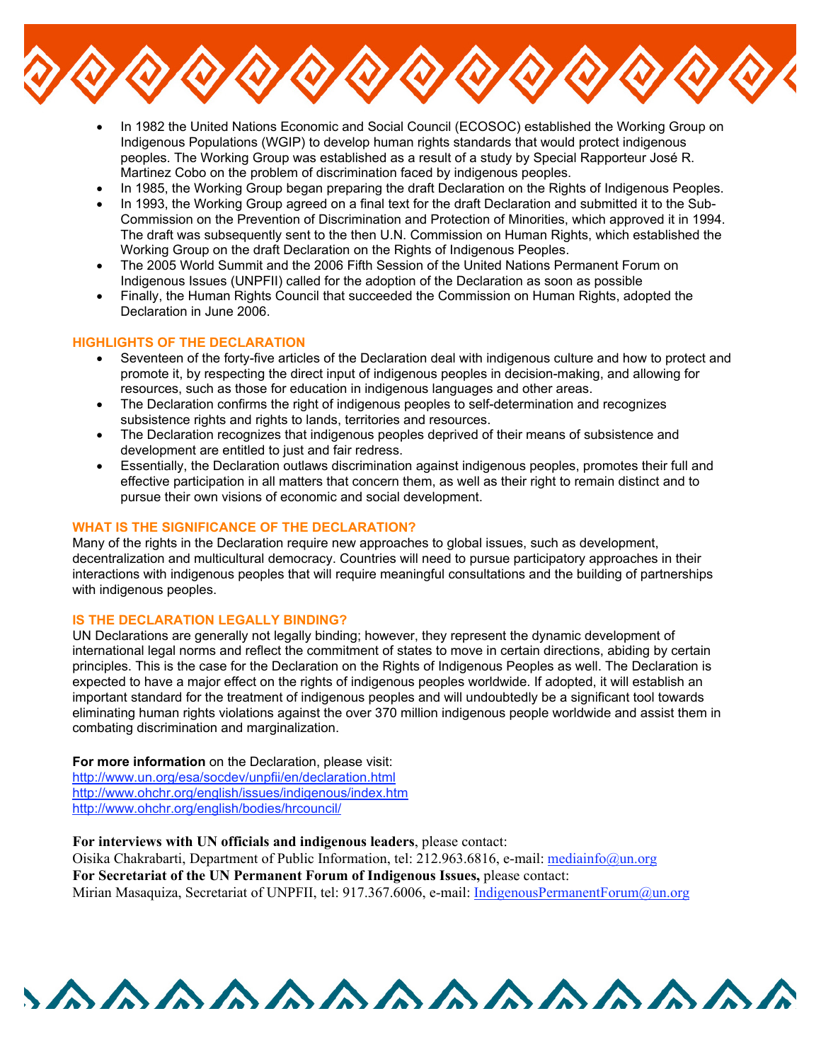- In 1982 the United Nations Economic and Social Council (ECOSOC) established the Working Group on Indigenous Populations (WGIP) to develop human rights standards that would protect indigenous peoples. The Working Group was established as a result of a study by Special Rapporteur José R. Martinez Cobo on the problem of discrimination faced by indigenous peoples.
- In 1985, the Working Group began preparing the draft Declaration on the Rights of Indigenous Peoples.
- In 1993, the Working Group agreed on a final text for the draft Declaration and submitted it to the Sub-Commission on the Prevention of Discrimination and Protection of Minorities, which approved it in 1994. The draft was subsequently sent to the then U.N. Commission on Human Rights, which established the Working Group on the draft Declaration on the Rights of Indigenous Peoples.
- The 2005 World Summit and the 2006 Fifth Session of the United Nations Permanent Forum on Indigenous Issues (UNPFII) called for the adoption of the Declaration as soon as possible
- Finally, the Human Rights Council that succeeded the Commission on Human Rights, adopted the Declaration in June 2006.

## HIGHLIGHTS OF THE DECLARATION

- Seventeen of the forty-five articles of the Declaration deal with indigenous culture and how to protect and promote it, by respecting the direct input of indigenous peoples in decision-making, and allowing for resources, such as those for education in indigenous languages and other areas.
- The Declaration confirms the right of indigenous peoples to self-determination and recognizes subsistence rights and rights to lands, territories and resources.
- The Declaration recognizes that indigenous peoples deprived of their means of subsistence and development are entitled to just and fair redress.
- Essentially, the Declaration outlaws discrimination against indigenous peoples, promotes their full and effective participation in all matters that concern them, as well as their right to remain distinct and to pursue their own visions of economic and social development.

## WHAT IS THE SIGNIFICANCE OF THE DECLARATION?

Many of the rights in the Declaration require new approaches to global issues, such as development, decentralization and multicultural democracy. Countries will need to pursue participatory approaches in their interactions with indigenous peoples that will require meaningful consultations and the building of partnerships with indigenous peoples.

## IS THE DECLARATION LEGALLY BINDING?

UN Declarations are generally not legally binding; however, they represent the dynamic development of international legal norms and reflect the commitment of states to move in certain directions, abiding by certain principles. This is the case for the Declaration on the Rights of Indigenous Peoples as well. The Declaration is expected to have a major effect on the rights of indigenous peoples worldwide. If adopted, it will establish an important standard for the treatment of indigenous peoples and will undoubtedly be a significant tool towards eliminating human rights violations against the over 370 million indigenous people worldwide and assist them in combating discrimination and marginalization.

**For more information** on the Declaration, please visit:
http://www.un.org/esa/socdev/unpfii/en/declaration.html
http://www.ohchr.org/english/issues/indigenous/index.htm
http://www.ohchr.org/english/bodies/hrcouncil/

**For interviews with UN officials and indigenous leaders**, please contact:
Oisika Chakrabarti, Department of Public Information, tel: 212.963.6816, e-mail: mediainfo@un.org
**For Secretariat of the UN Permanent Forum of Indigenous Issues,** please contact:
Mirian Masaquiza, Secretariat of UNPFII, tel: 917.367.6006, e-mail: IndigenousPermanentForum@un.org